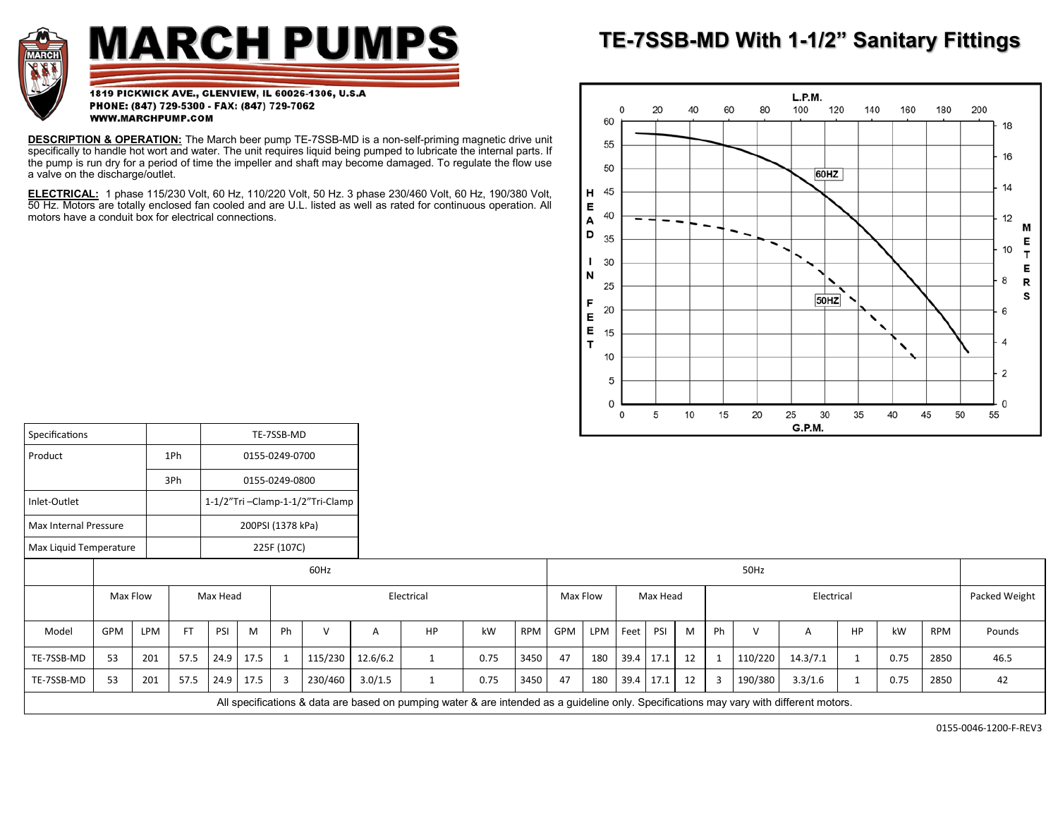# MARCH PUMPS

1819 PICKWICK AVE., GLENVIEW, IL 60026-1306, U.S.A
PHONE: (847) 729-5300 - FAX: (847) 729-7062
WWW.MARCHPUMP.COM

# TE-7SSB-MD With 1-1/2" Sanitary Fittings

**DESCRIPTION & OPERATION:** The March beer pump TE-7SSB-MD is a non-self-priming magnetic drive unit specifically to handle hot wort and water. The unit requires liquid being pumped to lubricate the internal parts. If the pump is run dry for a period of time the impeller and shaft may become damaged. To regulate the flow use a valve on the discharge/outlet.

**ELECTRICAL:** 1 phase 115/230 Volt, 60 Hz, 110/220 Volt, 50 Hz. 3 phase 230/460 Volt, 60 Hz, 190/380 Volt, 50 Hz. Motors are totally enclosed fan cooled and are U.L. listed as well as rated for continuous operation. All motors have a conduit box for electrical connections.

| Specifications | | TE-7SSB-MD |
|---|---|---|
| Product | 1Ph | 0155-0249-0700 |
| | 3Ph | 0155-0249-0800 |
| Inlet-Outlet | | 1-1/2"Tri –Clamp-1-1/2"Tri-Clamp |
| Max Internal Pressure | | 200PSI (1378 kPa) |
| Max Liquid Temperature | | 225F (107C) |

| | 60Hz | | | | | | | | | | | 50Hz | | | | | | | | | | | |
|---|---|---|---|---|---|---|---|---|---|---|---|---|---|---|---|---|---|---|---|---|---|---|---|
| | Max Flow | | Max Head | | | Electrical | | | | | | Max Flow | | Max Head | | | Electrical | | | | | | Packed Weight |
| Model | GPM | LPM | FT | PSI | M | Ph | V | A | HP | kW | RPM | GPM | LPM | Feet | PSI | M | Ph | V | A | HP | kW | RPM | Pounds |
| TE-7SSB-MD | 53 | 201 | 57.5 | 24.9 | 17.5 | 1 | 115/230 | 12.6/6.2 | 1 | 0.75 | 3450 | 47 | 180 | 39.4 | 17.1 | 12 | 1 | 110/220 | 14.3/7.1 | 1 | 0.75 | 2850 | 46.5 |
| TE-7SSB-MD | 53 | 201 | 57.5 | 24.9 | 17.5 | 3 | 230/460 | 3.0/1.5 | 1 | 0.75 | 3450 | 47 | 180 | 39.4 | 17.1 | 12 | 3 | 190/380 | 3.3/1.6 | 1 | 0.75 | 2850 | 42 |

All specifications & data are based on pumping water & are intended as a guideline only. Specifications may vary with different motors.

0155-0046-1200-F-REV3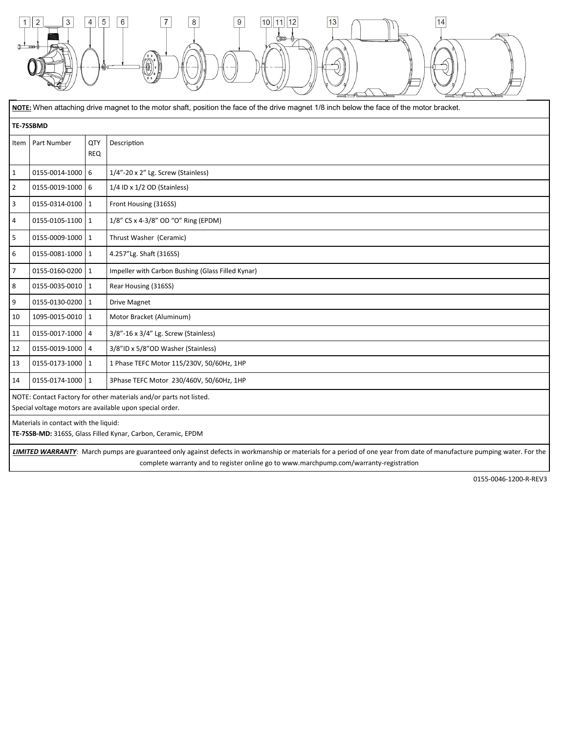1 2 3 4 5 6 7 8 9 10 11 12 13 14

**NOTE:** When attaching drive magnet to the motor shaft, position the face of the drive magnet 1/8 inch below the face of the motor bracket.

**TE-7SSBMD**

| Item | Part Number | QTY REQ | Description |
|---|---|---|---|
| 1 | 0155-0014-1000 | 6 | 1/4”-20 x 2” Lg. Screw (Stainless) |
| 2 | 0155-0019-1000 | 6 | 1/4 ID x 1/2 OD (Stainless) |
| 3 | 0155-0314-0100 | 1 | Front Housing (316SS) |
| 4 | 0155-0105-1100 | 1 | 1/8” CS x 4-3/8” OD “O” Ring (EPDM) |
| 5 | 0155-0009-1000 | 1 | Thrust Washer (Ceramic) |
| 6 | 0155-0081-1000 | 1 | 4.257”Lg. Shaft (316SS) |
| 7 | 0155-0160-0200 | 1 | Impeller with Carbon Bushing (Glass Filled Kynar) |
| 8 | 0155-0035-0010 | 1 | Rear Housing (316SS) |
| 9 | 0155-0130-0200 | 1 | Drive Magnet |
| 10 | 1095-0015-0010 | 1 | Motor Bracket (Aluminum) |
| 11 | 0155-0017-1000 | 4 | 3/8”-16 x 3/4” Lg. Screw (Stainless) |
| 12 | 0155-0019-1000 | 4 | 3/8”ID x 5/8”OD Washer (Stainless) |
| 13 | 0155-0173-1000 | 1 | 1 Phase TEFC Motor 115/230V, 50/60Hz, 1HP |
| 14 | 0155-0174-1000 | 1 | 3Phase TEFC Motor 230/460V, 50/60Hz, 1HP |

NOTE: Contact Factory for other materials and/or parts not listed.
Special voltage motors are available upon special order.

Materials in contact with the liquid:
**TE-7SSB-MD:** 316SS, Glass Filled Kynar, Carbon, Ceramic, EPDM

***LIMITED WARRANTY***: March pumps are guaranteed only against defects in workmanship or materials for a period of one year from date of manufacture pumping water. For the complete warranty and to register online go to www.marchpump.com/warranty-registration

0155-0046-1200-R-REV3